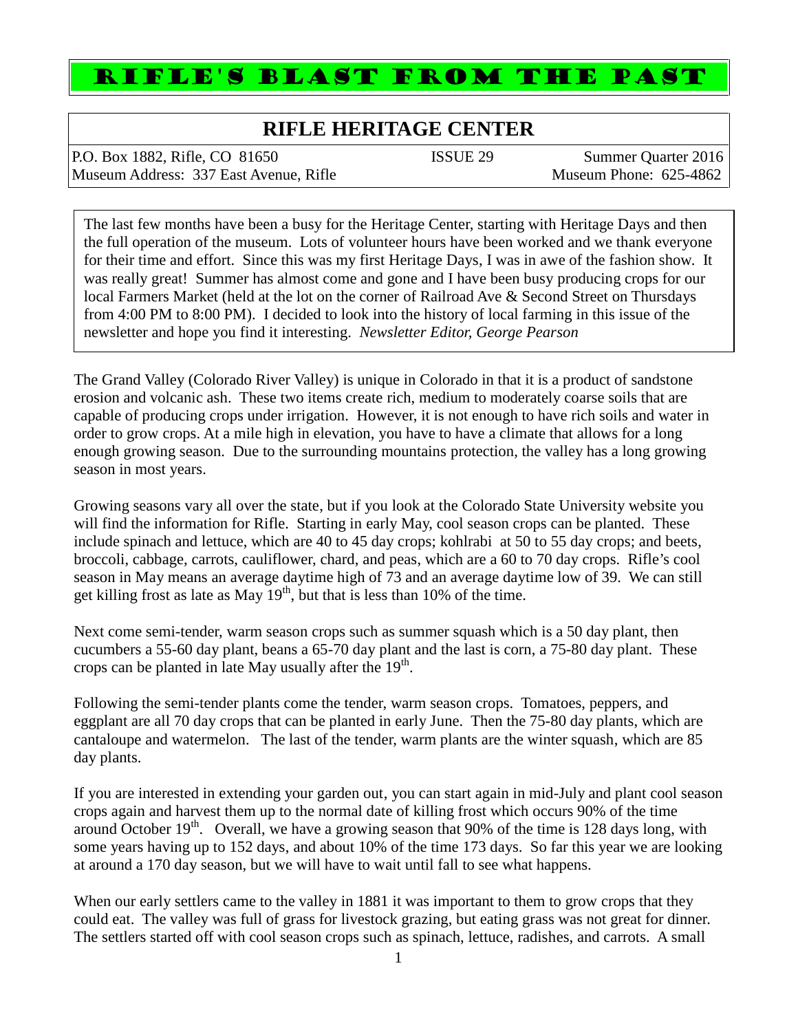# RIFLE'S BLAST FROM THE PAST

## RIFLE HERITAGE CENTER

P.O. Box 1882, Rifle, CO 81650 | ISSUE 29 | Summer Quarter 2016
Museum Address: 337 East Avenue, Rifle | Museum Phone: 625-4862

The last few months have been a busy for the Heritage Center, starting with Heritage Days and then the full operation of the museum. Lots of volunteer hours have been worked and we thank everyone for their time and effort. Since this was my first Heritage Days, I was in awe of the fashion show. It was really great! Summer has almost come and gone and I have been busy producing crops for our local Farmers Market (held at the lot on the corner of Railroad Ave & Second Street on Thursdays from 4:00 PM to 8:00 PM). I decided to look into the history of local farming in this issue of the newsletter and hope you find it interesting. *Newsletter Editor, George Pearson*

The Grand Valley (Colorado River Valley) is unique in Colorado in that it is a product of sandstone erosion and volcanic ash. These two items create rich, medium to moderately coarse soils that are capable of producing crops under irrigation. However, it is not enough to have rich soils and water in order to grow crops. At a mile high in elevation, you have to have a climate that allows for a long enough growing season. Due to the surrounding mountains protection, the valley has a long growing season in most years.

Growing seasons vary all over the state, but if you look at the Colorado State University website you will find the information for Rifle. Starting in early May, cool season crops can be planted. These include spinach and lettuce, which are 40 to 45 day crops; kohlrabi at 50 to 55 day crops; and beets, broccoli, cabbage, carrots, cauliflower, chard, and peas, which are a 60 to 70 day crops. Rifle's cool season in May means an average daytime high of 73 and an average daytime low of 39. We can still get killing frost as late as May 19th, but that is less than 10% of the time.

Next come semi-tender, warm season crops such as summer squash which is a 50 day plant, then cucumbers a 55-60 day plant, beans a 65-70 day plant and the last is corn, a 75-80 day plant. These crops can be planted in late May usually after the 19th.

Following the semi-tender plants come the tender, warm season crops. Tomatoes, peppers, and eggplant are all 70 day crops that can be planted in early June. Then the 75-80 day plants, which are cantaloupe and watermelon. The last of the tender, warm plants are the winter squash, which are 85 day plants.

If you are interested in extending your garden out, you can start again in mid-July and plant cool season crops again and harvest them up to the normal date of killing frost which occurs 90% of the time around October 19th. Overall, we have a growing season that 90% of the time is 128 days long, with some years having up to 152 days, and about 10% of the time 173 days. So far this year we are looking at around a 170 day season, but we will have to wait until fall to see what happens.

When our early settlers came to the valley in 1881 it was important to them to grow crops that they could eat. The valley was full of grass for livestock grazing, but eating grass was not great for dinner. The settlers started off with cool season crops such as spinach, lettuce, radishes, and carrots. A small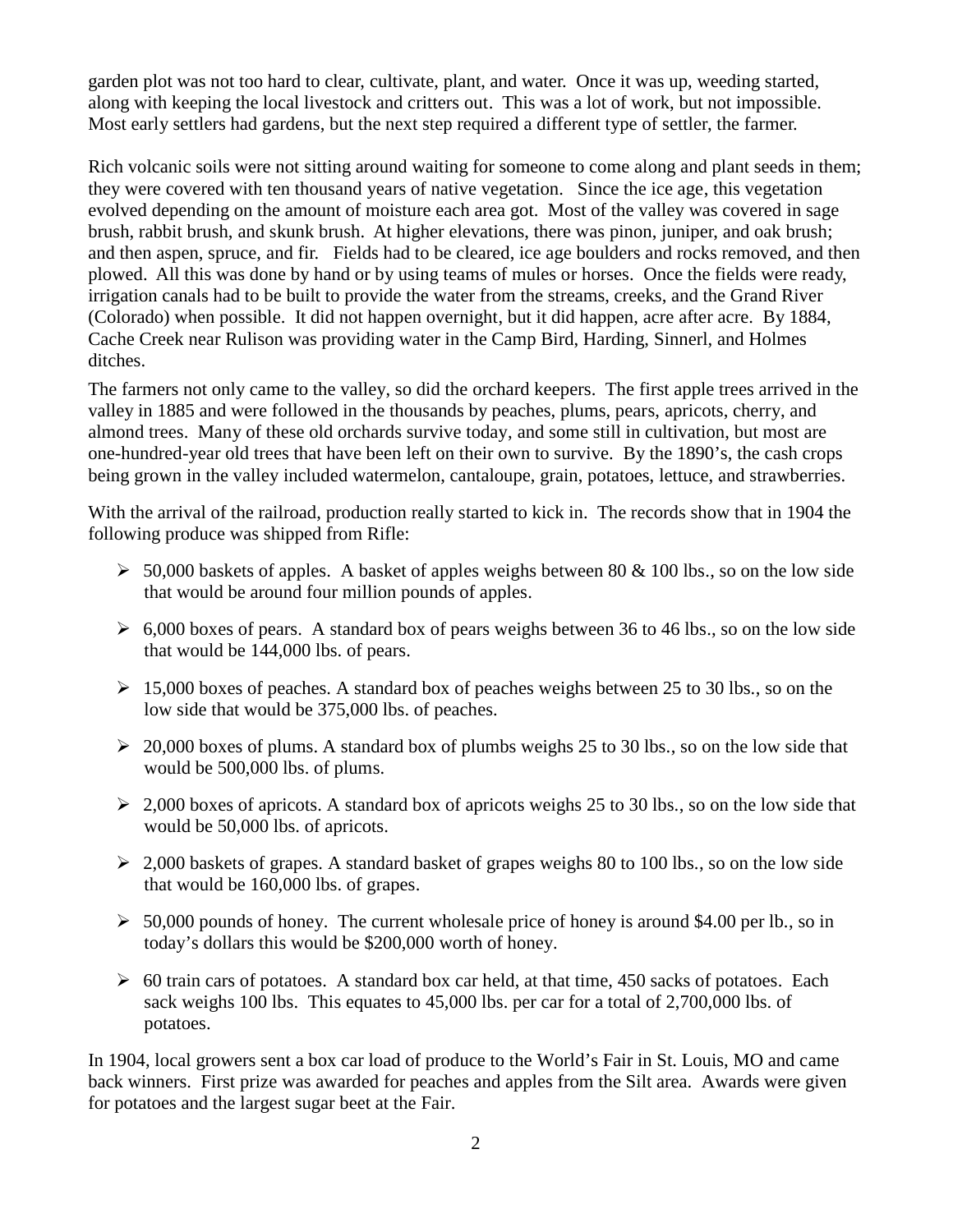garden plot was not too hard to clear, cultivate, plant, and water. Once it was up, weeding started, along with keeping the local livestock and critters out. This was a lot of work, but not impossible. Most early settlers had gardens, but the next step required a different type of settler, the farmer.

Rich volcanic soils were not sitting around waiting for someone to come along and plant seeds in them; they were covered with ten thousand years of native vegetation. Since the ice age, this vegetation evolved depending on the amount of moisture each area got. Most of the valley was covered in sage brush, rabbit brush, and skunk brush. At higher elevations, there was pinon, juniper, and oak brush; and then aspen, spruce, and fir. Fields had to be cleared, ice age boulders and rocks removed, and then plowed. All this was done by hand or by using teams of mules or horses. Once the fields were ready, irrigation canals had to be built to provide the water from the streams, creeks, and the Grand River (Colorado) when possible. It did not happen overnight, but it did happen, acre after acre. By 1884, Cache Creek near Rulison was providing water in the Camp Bird, Harding, Sinnerl, and Holmes ditches.

The farmers not only came to the valley, so did the orchard keepers. The first apple trees arrived in the valley in 1885 and were followed in the thousands by peaches, plums, pears, apricots, cherry, and almond trees. Many of these old orchards survive today, and some still in cultivation, but most are one-hundred-year old trees that have been left on their own to survive. By the 1890's, the cash crops being grown in the valley included watermelon, cantaloupe, grain, potatoes, lettuce, and strawberries.

With the arrival of the railroad, production really started to kick in. The records show that in 1904 the following produce was shipped from Rifle:

- 50,000 baskets of apples. A basket of apples weighs between 80 & 100 lbs., so on the low side that would be around four million pounds of apples.
- 6,000 boxes of pears. A standard box of pears weighs between 36 to 46 lbs., so on the low side that would be 144,000 lbs. of pears.
- 15,000 boxes of peaches. A standard box of peaches weighs between 25 to 30 lbs., so on the low side that would be 375,000 lbs. of peaches.
- 20,000 boxes of plums. A standard box of plumbs weighs 25 to 30 lbs., so on the low side that would be 500,000 lbs. of plums.
- 2,000 boxes of apricots. A standard box of apricots weighs 25 to 30 lbs., so on the low side that would be 50,000 lbs. of apricots.
- 2,000 baskets of grapes. A standard basket of grapes weighs 80 to 100 lbs., so on the low side that would be 160,000 lbs. of grapes.
- 50,000 pounds of honey. The current wholesale price of honey is around $4.00 per lb., so in today's dollars this would be $200,000 worth of honey.
- 60 train cars of potatoes. A standard box car held, at that time, 450 sacks of potatoes. Each sack weighs 100 lbs. This equates to 45,000 lbs. per car for a total of 2,700,000 lbs. of potatoes.

In 1904, local growers sent a box car load of produce to the World's Fair in St. Louis, MO and came back winners. First prize was awarded for peaches and apples from the Silt area. Awards were given for potatoes and the largest sugar beet at the Fair.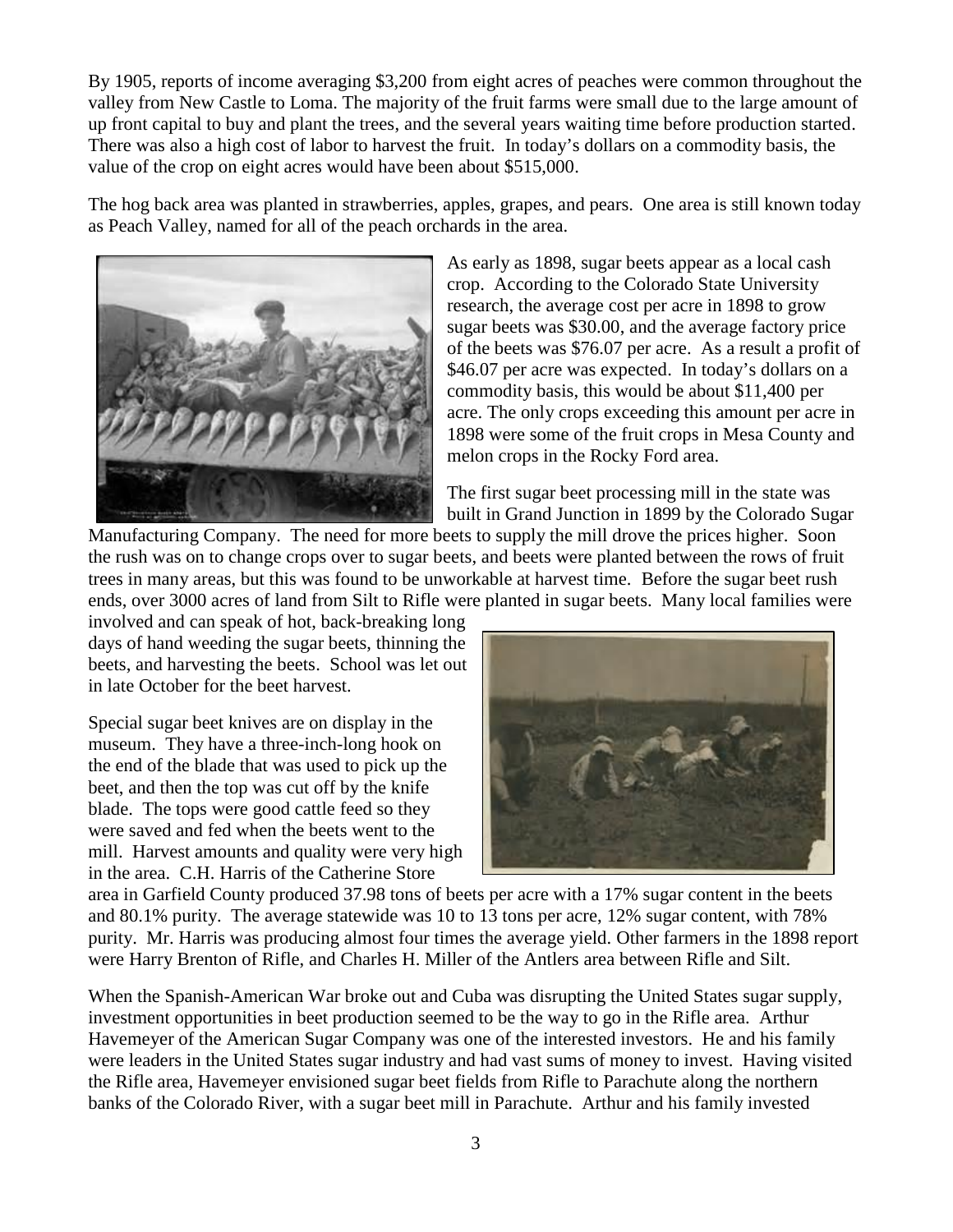By 1905, reports of income averaging $3,200 from eight acres of peaches were common throughout the valley from New Castle to Loma. The majority of the fruit farms were small due to the large amount of up front capital to buy and plant the trees, and the several years waiting time before production started. There was also a high cost of labor to harvest the fruit. In today's dollars on a commodity basis, the value of the crop on eight acres would have been about $515,000.

The hog back area was planted in strawberries, apples, grapes, and pears. One area is still known today as Peach Valley, named for all of the peach orchards in the area.

As early as 1898, sugar beets appear as a local cash crop. According to the Colorado State University research, the average cost per acre in 1898 to grow sugar beets was $30.00, and the average factory price of the beets was $76.07 per acre. As a result a profit of $46.07 per acre was expected. In today's dollars on a commodity basis, this would be about $11,400 per acre. The only crops exceeding this amount per acre in 1898 were some of the fruit crops in Mesa County and melon crops in the Rocky Ford area.

The first sugar beet processing mill in the state was built in Grand Junction in 1899 by the Colorado Sugar Manufacturing Company. The need for more beets to supply the mill drove the prices higher. Soon the rush was on to change crops over to sugar beets, and beets were planted between the rows of fruit trees in many areas, but this was found to be unworkable at harvest time. Before the sugar beet rush ends, over 3000 acres of land from Silt to Rifle were planted in sugar beets. Many local families were involved and can speak of hot, back-breaking long days of hand weeding the sugar beets, thinning the beets, and harvesting the beets. School was let out in late October for the beet harvest.

Special sugar beet knives are on display in the museum. They have a three-inch-long hook on the end of the blade that was used to pick up the beet, and then the top was cut off by the knife blade. The tops were good cattle feed so they were saved and fed when the beets went to the mill. Harvest amounts and quality were very high in the area. C.H. Harris of the Catherine Store area in Garfield County produced 37.98 tons of beets per acre with a 17% sugar content in the beets and 80.1% purity. The average statewide was 10 to 13 tons per acre, 12% sugar content, with 78% purity. Mr. Harris was producing almost four times the average yield. Other farmers in the 1898 report were Harry Brenton of Rifle, and Charles H. Miller of the Antlers area between Rifle and Silt.

When the Spanish-American War broke out and Cuba was disrupting the United States sugar supply, investment opportunities in beet production seemed to be the way to go in the Rifle area. Arthur Havemeyer of the American Sugar Company was one of the interested investors. He and his family were leaders in the United States sugar industry and had vast sums of money to invest. Having visited the Rifle area, Havemeyer envisioned sugar beet fields from Rifle to Parachute along the northern banks of the Colorado River, with a sugar beet mill in Parachute. Arthur and his family invested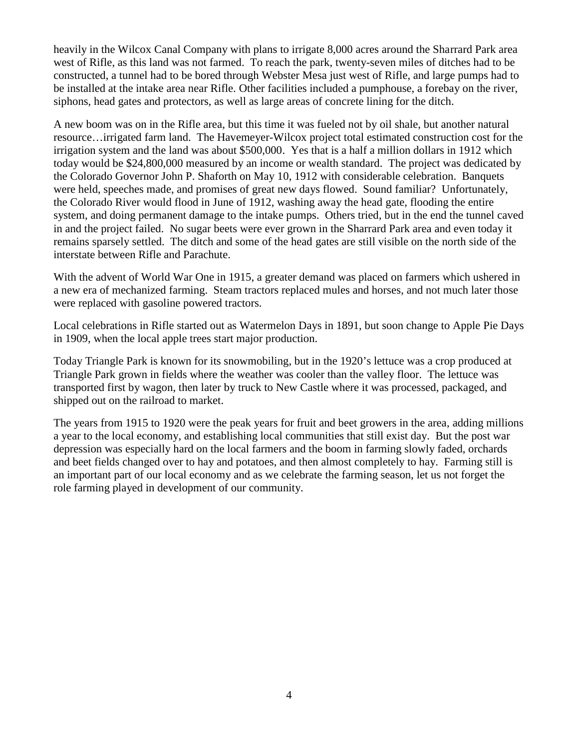heavily in the Wilcox Canal Company with plans to irrigate 8,000 acres around the Sharrard Park area west of Rifle, as this land was not farmed. To reach the park, twenty-seven miles of ditches had to be constructed, a tunnel had to be bored through Webster Mesa just west of Rifle, and large pumps had to be installed at the intake area near Rifle. Other facilities included a pumphouse, a forebay on the river, siphons, head gates and protectors, as well as large areas of concrete lining for the ditch.

A new boom was on in the Rifle area, but this time it was fueled not by oil shale, but another natural resource…irrigated farm land. The Havemeyer-Wilcox project total estimated construction cost for the irrigation system and the land was about $500,000. Yes that is a half a million dollars in 1912 which today would be $24,800,000 measured by an income or wealth standard. The project was dedicated by the Colorado Governor John P. Shaforth on May 10, 1912 with considerable celebration. Banquets were held, speeches made, and promises of great new days flowed. Sound familiar? Unfortunately, the Colorado River would flood in June of 1912, washing away the head gate, flooding the entire system, and doing permanent damage to the intake pumps. Others tried, but in the end the tunnel caved in and the project failed. No sugar beets were ever grown in the Sharrard Park area and even today it remains sparsely settled. The ditch and some of the head gates are still visible on the north side of the interstate between Rifle and Parachute.

With the advent of World War One in 1915, a greater demand was placed on farmers which ushered in a new era of mechanized farming. Steam tractors replaced mules and horses, and not much later those were replaced with gasoline powered tractors.

Local celebrations in Rifle started out as Watermelon Days in 1891, but soon change to Apple Pie Days in 1909, when the local apple trees start major production.

Today Triangle Park is known for its snowmobiling, but in the 1920's lettuce was a crop produced at Triangle Park grown in fields where the weather was cooler than the valley floor. The lettuce was transported first by wagon, then later by truck to New Castle where it was processed, packaged, and shipped out on the railroad to market.

The years from 1915 to 1920 were the peak years for fruit and beet growers in the area, adding millions a year to the local economy, and establishing local communities that still exist day. But the post war depression was especially hard on the local farmers and the boom in farming slowly faded, orchards and beet fields changed over to hay and potatoes, and then almost completely to hay. Farming still is an important part of our local economy and as we celebrate the farming season, let us not forget the role farming played in development of our community.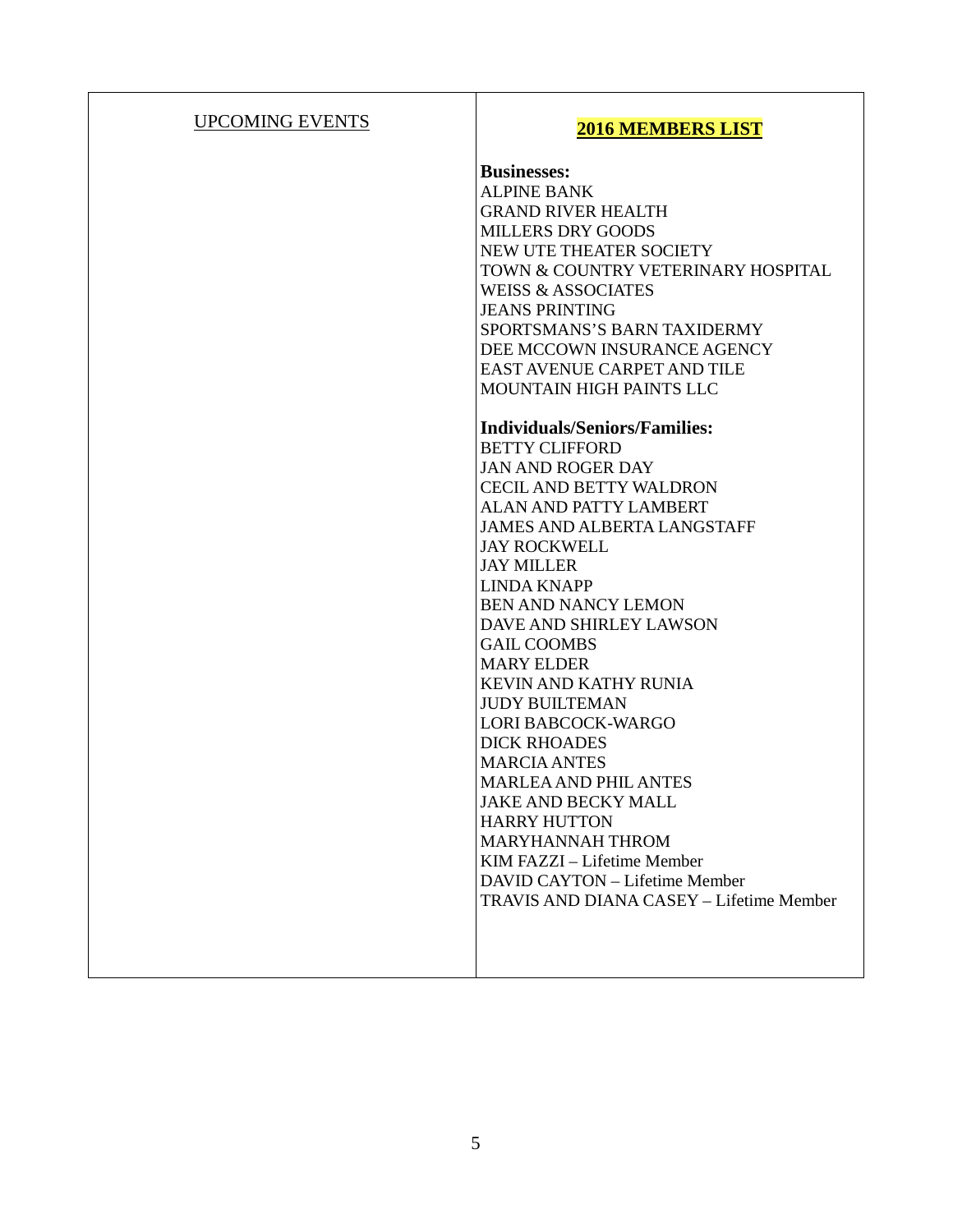UPCOMING EVENTS

## 2016 MEMBERS LIST

**Businesses:**

ALPINE BANK
GRAND RIVER HEALTH
MILLERS DRY GOODS
NEW UTE THEATER SOCIETY
TOWN & COUNTRY VETERINARY HOSPITAL
WEISS & ASSOCIATES
JEANS PRINTING
SPORTSMANS'S BARN TAXIDERMY
DEE MCCOWN INSURANCE AGENCY
EAST AVENUE CARPET AND TILE
MOUNTAIN HIGH PAINTS LLC

**Individuals/Seniors/Families:**

BETTY CLIFFORD
JAN AND ROGER DAY
CECIL AND BETTY WALDRON
ALAN AND PATTY LAMBERT
JAMES AND ALBERTA LANGSTAFF
JAY ROCKWELL
JAY MILLER
LINDA KNAPP
BEN AND NANCY LEMON
DAVE AND SHIRLEY LAWSON
GAIL COOMBS
MARY ELDER
KEVIN AND KATHY RUNIA
JUDY BUILTEMAN
LORI BABCOCK-WARGO
DICK RHOADES
MARCIA ANTES
MARLEA AND PHIL ANTES
JAKE AND BECKY MALL
HARRY HUTTON
MARYHANNAH THROM
KIM FAZZI – Lifetime Member
DAVID CAYTON – Lifetime Member
TRAVIS AND DIANA CASEY – Lifetime Member